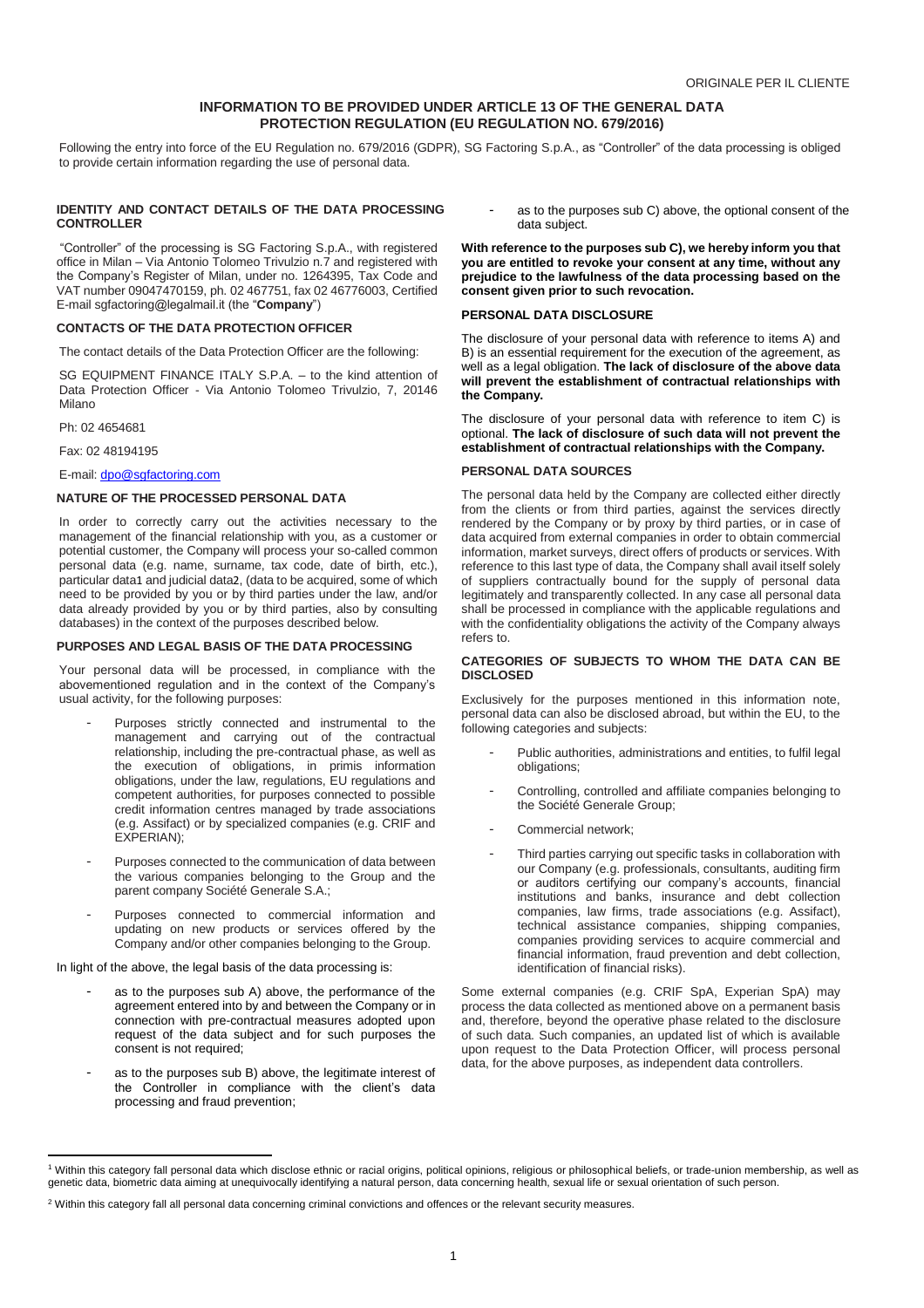ORIGINALE PER IL CLIENTE

# INFORMATION TO BE PROVIDED UNDER ARTICLE 13 OF THE GENERAL DATA PROTECTION REGULATION (EU REGULATION NO. 679/2016)

Following the entry into force of the EU Regulation no. 679/2016 (GDPR), SG Factoring S.p.A., as "Controller" of the data processing is obliged to provide certain information regarding the use of personal data.

## IDENTITY AND CONTACT DETAILS OF THE DATA PROCESSING CONTROLLER

"Controller" of the processing is SG Factoring S.p.A., with registered office in Milan – Via Antonio Tolomeo Trivulzio n.7 and registered with the Company's Register of Milan, under no. 1264395, Tax Code and VAT number 09047470159, ph. 02 467751, fax 02 46776003, Certified E-mail sgfactoring@legalmail.it (the "**Company**")

## CONTACTS OF THE DATA PROTECTION OFFICER

The contact details of the Data Protection Officer are the following:

SG EQUIPMENT FINANCE ITALY S.P.A. – to the kind attention of Data Protection Officer - Via Antonio Tolomeo Trivulzio, 7, 20146 Milano

Ph: 02 4654681

Fax: 02 48194195

E-mail: dpo@sgfactoring.com

## NATURE OF THE PROCESSED PERSONAL DATA

In order to correctly carry out the activities necessary to the management of the financial relationship with you, as a customer or potential customer, the Company will process your so-called common personal data (e.g. name, surname, tax code, date of birth, etc.), particular data[1] and judicial data[2], (data to be acquired, some of which need to be provided by you or by third parties under the law, and/or data already provided by you or by third parties, also by consulting databases) in the context of the purposes described below.

## PURPOSES AND LEGAL BASIS OF THE DATA PROCESSING

Your personal data will be processed, in compliance with the abovementioned regulation and in the context of the Company's usual activity, for the following purposes:

- Purposes strictly connected and instrumental to the management and carrying out of the contractual relationship, including the pre-contractual phase, as well as the execution of obligations, in primis information obligations, under the law, regulations, EU regulations and competent authorities, for purposes connected to possible credit information centres managed by trade associations (e.g. Assifact) or by specialized companies (e.g. CRIF and EXPERIAN);
- Purposes connected to the communication of data between the various companies belonging to the Group and the parent company Société Generale S.A.;
- Purposes connected to commercial information and updating on new products or services offered by the Company and/or other companies belonging to the Group.

In light of the above, the legal basis of the data processing is:

- as to the purposes sub A) above, the performance of the agreement entered into by and between the Company or in connection with pre-contractual measures adopted upon request of the data subject and for such purposes the consent is not required;
- as to the purposes sub B) above, the legitimate interest of the Controller in compliance with the client's data processing and fraud prevention;
- as to the purposes sub C) above, the optional consent of the data subject.

**With reference to the purposes sub C), we hereby inform you that you are entitled to revoke your consent at any time, without any prejudice to the lawfulness of the data processing based on the consent given prior to such revocation.**

## PERSONAL DATA DISCLOSURE

The disclosure of your personal data with reference to items A) and B) is an essential requirement for the execution of the agreement, as well as a legal obligation. **The lack of disclosure of the above data will prevent the establishment of contractual relationships with the Company.**

The disclosure of your personal data with reference to item C) is optional. **The lack of disclosure of such data will not prevent the establishment of contractual relationships with the Company.**

## PERSONAL DATA SOURCES

The personal data held by the Company are collected either directly from the clients or from third parties, against the services directly rendered by the Company or by proxy by third parties, or in case of data acquired from external companies in order to obtain commercial information, market surveys, direct offers of products or services. With reference to this last type of data, the Company shall avail itself solely of suppliers contractually bound for the supply of personal data legitimately and transparently collected. In any case all personal data shall be processed in compliance with the applicable regulations and with the confidentiality obligations the activity of the Company always refers to.

## CATEGORIES OF SUBJECTS TO WHOM THE DATA CAN BE DISCLOSED

Exclusively for the purposes mentioned in this information note, personal data can also be disclosed abroad, but within the EU, to the following categories and subjects:

- Public authorities, administrations and entities, to fulfil legal obligations;
- Controlling, controlled and affiliate companies belonging to the Société Generale Group;
- Commercial network;
- Third parties carrying out specific tasks in collaboration with our Company (e.g. professionals, consultants, auditing firm or auditors certifying our company's accounts, financial institutions and banks, insurance and debt collection companies, law firms, trade associations (e.g. Assifact), technical assistance companies, shipping companies, companies providing services to acquire commercial and financial information, fraud prevention and debt collection, identification of financial risks).

Some external companies (e.g. CRIF SpA, Experian SpA) may process the data collected as mentioned above on a permanent basis and, therefore, beyond the operative phase related to the disclosure of such data. Such companies, an updated list of which is available upon request to the Data Protection Officer, will process personal data, for the above purposes, as independent data controllers.

---

[1] Within this category fall personal data which disclose ethnic or racial origins, political opinions, religious or philosophical beliefs, or trade-union membership, as well as genetic data, biometric data aiming at unequivocally identifying a natural person, data concerning health, sexual life or sexual orientation of such person.

[2] Within this category fall all personal data concerning criminal convictions and offences or the relevant security measures.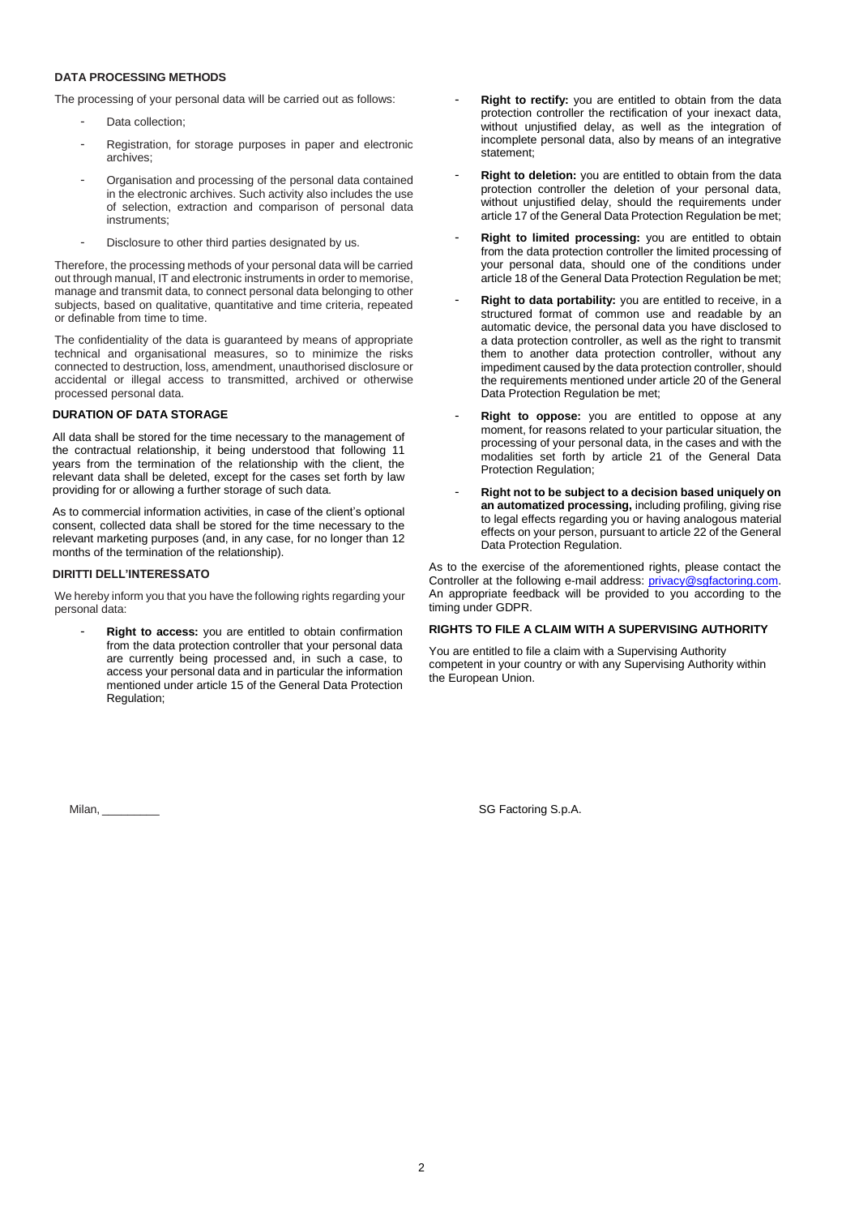## DATA PROCESSING METHODS

The processing of your personal data will be carried out as follows:

- Data collection;
- Registration, for storage purposes in paper and electronic archives;
- Organisation and processing of the personal data contained in the electronic archives. Such activity also includes the use of selection, extraction and comparison of personal data instruments;
- Disclosure to other third parties designated by us.

Therefore, the processing methods of your personal data will be carried out through manual, IT and electronic instruments in order to memorise, manage and transmit data, to connect personal data belonging to other subjects, based on qualitative, quantitative and time criteria, repeated or definable from time to time.

The confidentiality of the data is guaranteed by means of appropriate technical and organisational measures, so to minimize the risks connected to destruction, loss, amendment, unauthorised disclosure or accidental or illegal access to transmitted, archived or otherwise processed personal data.

## DURATION OF DATA STORAGE

All data shall be stored for the time necessary to the management of the contractual relationship, it being understood that following 11 years from the termination of the relationship with the client, the relevant data shall be deleted, except for the cases set forth by law providing for or allowing a further storage of such data.

As to commercial information activities, in case of the client's optional consent, collected data shall be stored for the time necessary to the relevant marketing purposes (and, in any case, for no longer than 12 months of the termination of the relationship).

## DIRITTI DELL'INTERESSATO

We hereby inform you that you have the following rights regarding your personal data:

- **Right to access:** you are entitled to obtain confirmation from the data protection controller that your personal data are currently being processed and, in such a case, to access your personal data and in particular the information mentioned under article 15 of the General Data Protection Regulation;
- **Right to rectify:** you are entitled to obtain from the data protection controller the rectification of your inexact data, without unjustified delay, as well as the integration of incomplete personal data, also by means of an integrative statement;
- **Right to deletion:** you are entitled to obtain from the data protection controller the deletion of your personal data, without unjustified delay, should the requirements under article 17 of the General Data Protection Regulation be met;
- **Right to limited processing:** you are entitled to obtain from the data protection controller the limited processing of your personal data, should one of the conditions under article 18 of the General Data Protection Regulation be met;
- **Right to data portability:** you are entitled to receive, in a structured format of common use and readable by an automatic device, the personal data you have disclosed to a data protection controller, as well as the right to transmit them to another data protection controller, without any impediment caused by the data protection controller, should the requirements mentioned under article 20 of the General Data Protection Regulation be met;
- **Right to oppose:** you are entitled to oppose at any moment, for reasons related to your particular situation, the processing of your personal data, in the cases and with the modalities set forth by article 21 of the General Data Protection Regulation;
- **Right not to be subject to a decision based uniquely on an automatized processing,** including profiling, giving rise to legal effects regarding you or having analogous material effects on your person, pursuant to article 22 of the General Data Protection Regulation.

As to the exercise of the aforementioned rights, please contact the Controller at the following e-mail address: privacy@sgfactoring.com. An appropriate feedback will be provided to you according to the timing under GDPR.

## RIGHTS TO FILE A CLAIM WITH A SUPERVISING AUTHORITY

You are entitled to file a claim with a Supervising Authority competent in your country or with any Supervising Authority within the European Union.

Milan, _________

SG Factoring S.p.A.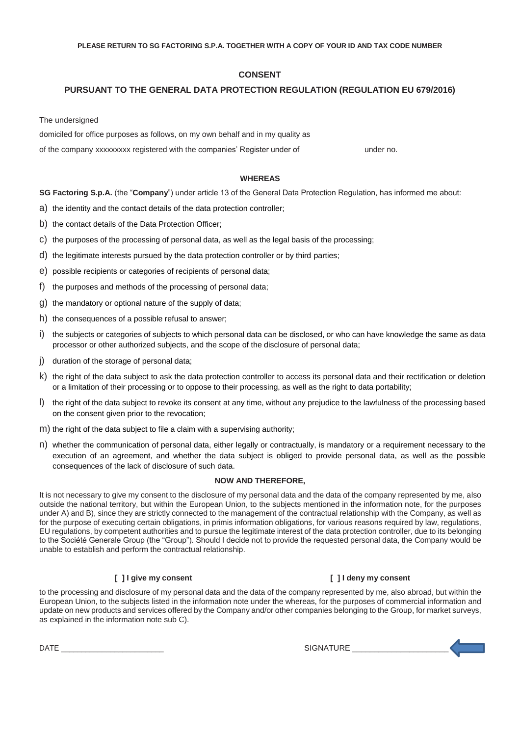**PLEASE RETURN TO SG FACTORING S.P.A. TOGETHER WITH A COPY OF YOUR ID AND TAX CODE NUMBER**

## CONSENT

## PURSUANT TO THE GENERAL DATA PROTECTION REGULATION (REGULATION EU 679/2016)

The undersigned

domiciled for office purposes as follows, on my own behalf and in my quality as

of the company xxxxxxxxx registered with the companies' Register under of under no.

### WHEREAS

**SG Factoring S.p.A.** (the "**Company**") under article 13 of the General Data Protection Regulation, has informed me about:

a) the identity and the contact details of the data protection controller;

b) the contact details of the Data Protection Officer;

c) the purposes of the processing of personal data, as well as the legal basis of the processing;

d) the legitimate interests pursued by the data protection controller or by third parties;

e) possible recipients or categories of recipients of personal data;

f) the purposes and methods of the processing of personal data;

g) the mandatory or optional nature of the supply of data;

h) the consequences of a possible refusal to answer;

i) the subjects or categories of subjects to which personal data can be disclosed, or who can have knowledge the same as data processor or other authorized subjects, and the scope of the disclosure of personal data;

j) duration of the storage of personal data;

k) the right of the data subject to ask the data protection controller to access its personal data and their rectification or deletion or a limitation of their processing or to oppose to their processing, as well as the right to data portability;

l) the right of the data subject to revoke its consent at any time, without any prejudice to the lawfulness of the processing based on the consent given prior to the revocation;

m) the right of the data subject to file a claim with a supervising authority;

n) whether the communication of personal data, either legally or contractually, is mandatory or a requirement necessary to the execution of an agreement, and whether the data subject is obliged to provide personal data, as well as the possible consequences of the lack of disclosure of such data.

### NOW AND THEREFORE,

It is not necessary to give my consent to the disclosure of my personal data and the data of the company represented by me, also outside the national territory, but within the European Union, to the subjects mentioned in the information note, for the purposes under A) and B), since they are strictly connected to the management of the contractual relationship with the Company, as well as for the purpose of executing certain obligations, in primis information obligations, for various reasons required by law, regulations, EU regulations, by competent authorities and to pursue the legitimate interest of the data protection controller, due to its belonging to the Société Generale Group (the "Group"). Should I decide not to provide the requested personal data, the Company would be unable to establish and perform the contractual relationship.

**[ ] I give my consent** **[ ] I deny my consent**

to the processing and disclosure of my personal data and the data of the company represented by me, also abroad, but within the European Union, to the subjects listed in the information note under the whereas, for the purposes of commercial information and update on new products and services offered by the Company and/or other companies belonging to the Group, for market surveys, as explained in the information note sub C).

DATE ______________________ SIGNATURE ______________________